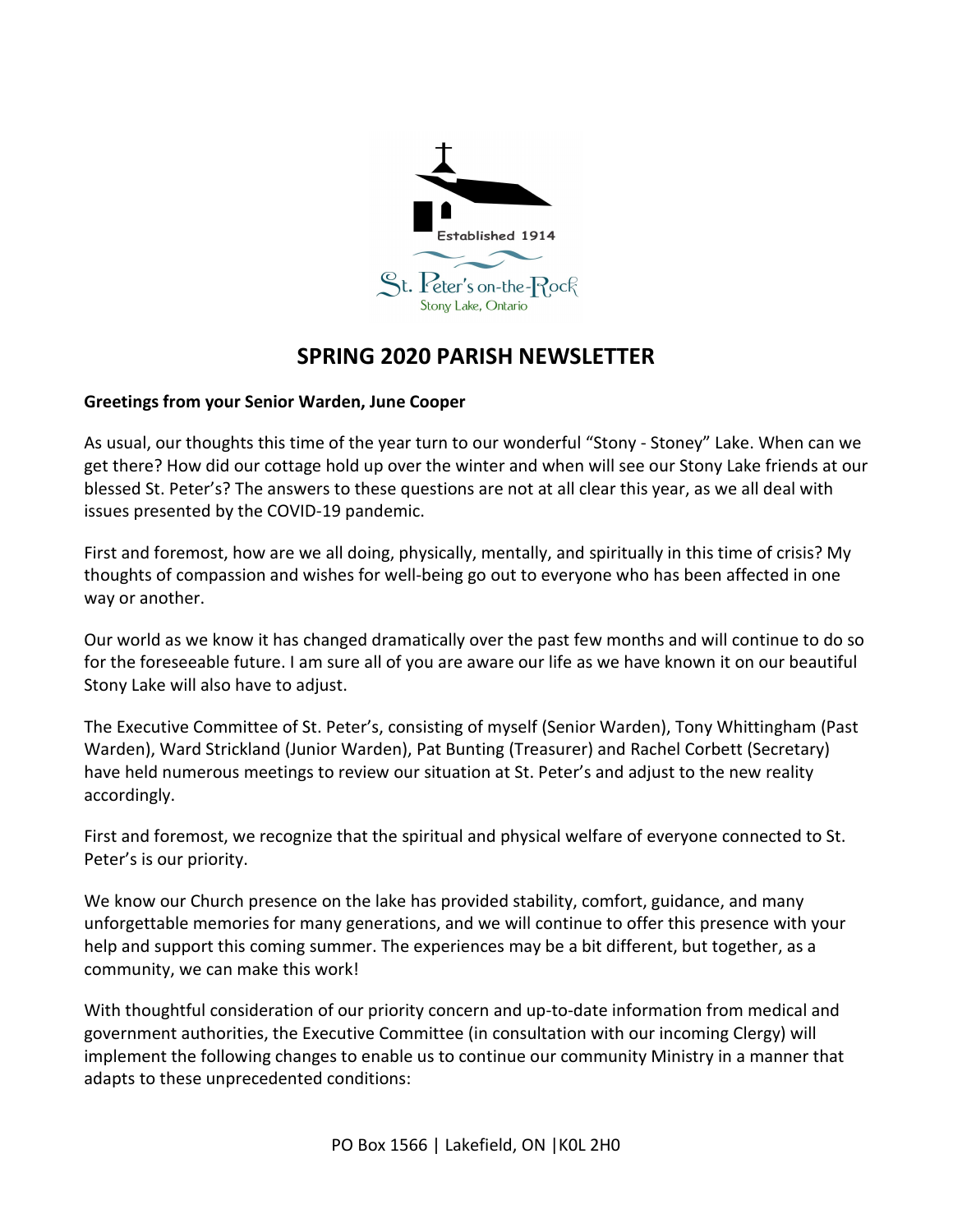Established 1914

St. Peter's on-the-Rock
Stony Lake, Ontario

# SPRING 2020 PARISH NEWSLETTER

**Greetings from your Senior Warden, June Cooper**

As usual, our thoughts this time of the year turn to our wonderful "Stony - Stoney" Lake. When can we get there? How did our cottage hold up over the winter and when will see our Stony Lake friends at our blessed St. Peter's? The answers to these questions are not at all clear this year, as we all deal with issues presented by the COVID-19 pandemic.

First and foremost, how are we all doing, physically, mentally, and spiritually in this time of crisis? My thoughts of compassion and wishes for well-being go out to everyone who has been affected in one way or another.

Our world as we know it has changed dramatically over the past few months and will continue to do so for the foreseeable future. I am sure all of you are aware our life as we have known it on our beautiful Stony Lake will also have to adjust.

The Executive Committee of St. Peter's, consisting of myself (Senior Warden), Tony Whittingham (Past Warden), Ward Strickland (Junior Warden), Pat Bunting (Treasurer) and Rachel Corbett (Secretary) have held numerous meetings to review our situation at St. Peter's and adjust to the new reality accordingly.

First and foremost, we recognize that the spiritual and physical welfare of everyone connected to St. Peter's is our priority.

We know our Church presence on the lake has provided stability, comfort, guidance, and many unforgettable memories for many generations, and we will continue to offer this presence with your help and support this coming summer. The experiences may be a bit different, but together, as a community, we can make this work!

With thoughtful consideration of our priority concern and up-to-date information from medical and government authorities, the Executive Committee (in consultation with our incoming Clergy) will implement the following changes to enable us to continue our community Ministry in a manner that adapts to these unprecedented conditions:

PO Box 1566 | Lakefield, ON | K0L 2H0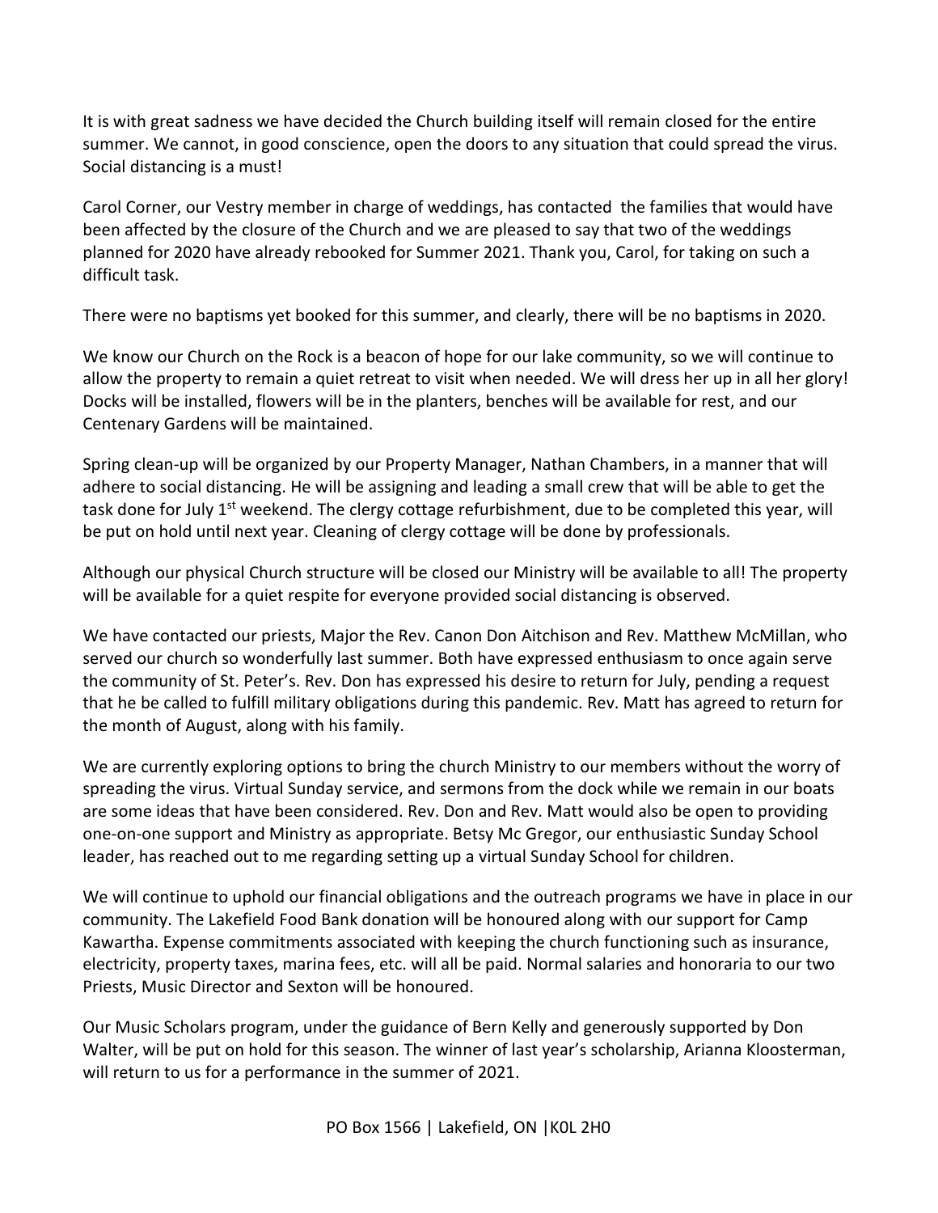It is with great sadness we have decided the Church building itself will remain closed for the entire summer. We cannot, in good conscience, open the doors to any situation that could spread the virus. Social distancing is a must!

Carol Corner, our Vestry member in charge of weddings, has contacted the families that would have been affected by the closure of the Church and we are pleased to say that two of the weddings planned for 2020 have already rebooked for Summer 2021. Thank you, Carol, for taking on such a difficult task.

There were no baptisms yet booked for this summer, and clearly, there will be no baptisms in 2020.

We know our Church on the Rock is a beacon of hope for our lake community, so we will continue to allow the property to remain a quiet retreat to visit when needed. We will dress her up in all her glory! Docks will be installed, flowers will be in the planters, benches will be available for rest, and our Centenary Gardens will be maintained.

Spring clean-up will be organized by our Property Manager, Nathan Chambers, in a manner that will adhere to social distancing. He will be assigning and leading a small crew that will be able to get the task done for July 1st weekend. The clergy cottage refurbishment, due to be completed this year, will be put on hold until next year. Cleaning of clergy cottage will be done by professionals.

Although our physical Church structure will be closed our Ministry will be available to all! The property will be available for a quiet respite for everyone provided social distancing is observed.

We have contacted our priests, Major the Rev. Canon Don Aitchison and Rev. Matthew McMillan, who served our church so wonderfully last summer. Both have expressed enthusiasm to once again serve the community of St. Peter's. Rev. Don has expressed his desire to return for July, pending a request that he be called to fulfill military obligations during this pandemic. Rev. Matt has agreed to return for the month of August, along with his family.

We are currently exploring options to bring the church Ministry to our members without the worry of spreading the virus. Virtual Sunday service, and sermons from the dock while we remain in our boats are some ideas that have been considered. Rev. Don and Rev. Matt would also be open to providing one-on-one support and Ministry as appropriate. Betsy Mc Gregor, our enthusiastic Sunday School leader, has reached out to me regarding setting up a virtual Sunday School for children.

We will continue to uphold our financial obligations and the outreach programs we have in place in our community. The Lakefield Food Bank donation will be honoured along with our support for Camp Kawartha. Expense commitments associated with keeping the church functioning such as insurance, electricity, property taxes, marina fees, etc. will all be paid. Normal salaries and honoraria to our two Priests, Music Director and Sexton will be honoured.

Our Music Scholars program, under the guidance of Bern Kelly and generously supported by Don Walter, will be put on hold for this season. The winner of last year's scholarship, Arianna Kloosterman, will return to us for a performance in the summer of 2021.

PO Box 1566 | Lakefield, ON | K0L 2H0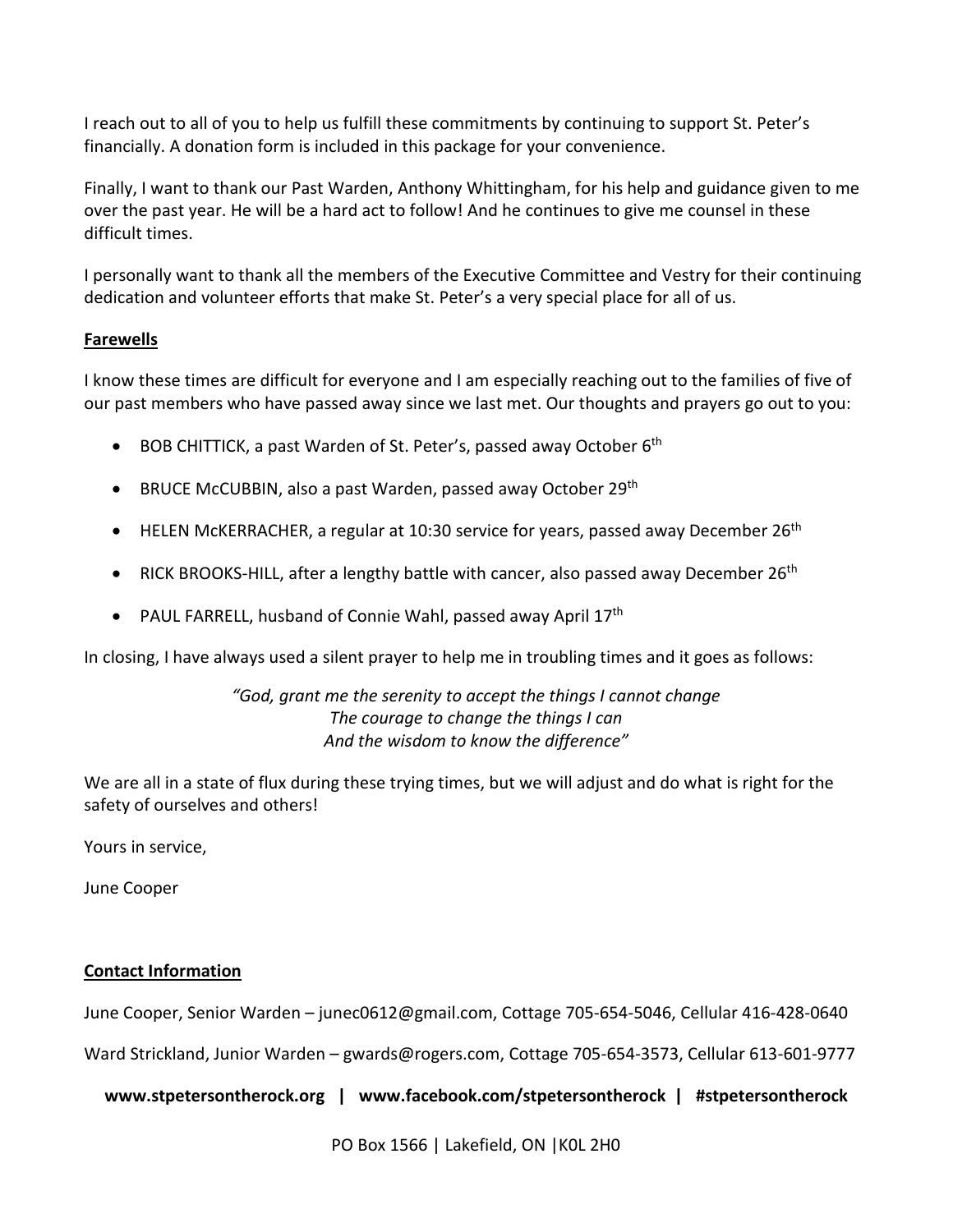I reach out to all of you to help us fulfill these commitments by continuing to support St. Peter's financially. A donation form is included in this package for your convenience.

Finally, I want to thank our Past Warden, Anthony Whittingham, for his help and guidance given to me over the past year. He will be a hard act to follow! And he continues to give me counsel in these difficult times.

I personally want to thank all the members of the Executive Committee and Vestry for their continuing dedication and volunteer efforts that make St. Peter's a very special place for all of us.

**Farewells**

I know these times are difficult for everyone and I am especially reaching out to the families of five of our past members who have passed away since we last met. Our thoughts and prayers go out to you:

- BOB CHITTICK, a past Warden of St. Peter's, passed away October 6th
- BRUCE McCUBBIN, also a past Warden, passed away October 29th
- HELEN McKERRACHER, a regular at 10:30 service for years, passed away December 26th
- RICK BROOKS-HILL, after a lengthy battle with cancer, also passed away December 26th
- PAUL FARRELL, husband of Connie Wahl, passed away April 17th

In closing, I have always used a silent prayer to help me in troubling times and it goes as follows:

*"God, grant me the serenity to accept the things I cannot change*
*The courage to change the things I can*
*And the wisdom to know the difference"*

We are all in a state of flux during these trying times, but we will adjust and do what is right for the safety of ourselves and others!

Yours in service,

June Cooper

**Contact Information**

June Cooper, Senior Warden – junec0612@gmail.com, Cottage 705-654-5046, Cellular 416-428-0640

Ward Strickland, Junior Warden – gwards@rogers.com, Cottage 705-654-3573, Cellular 613-601-9777

**www.stpetersontherock.org | www.facebook.com/stpetersontherock | #stpetersontherock**

PO Box 1566 | Lakefield, ON | K0L 2H0